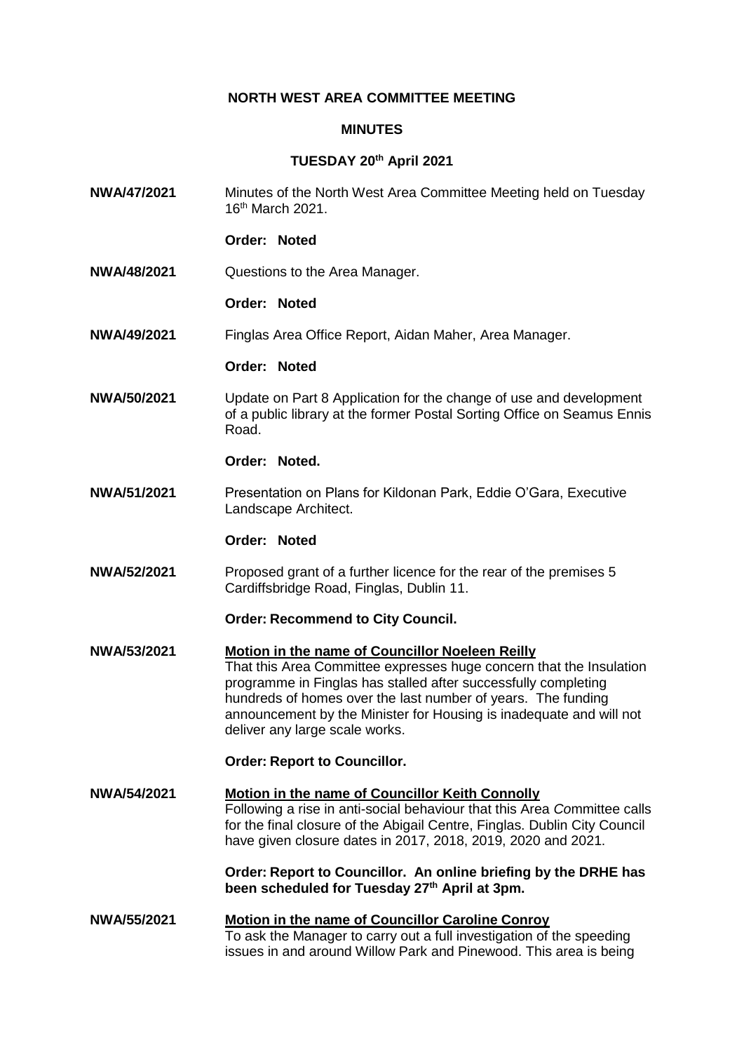# NORTH WEST AREA COMMITTEE MEETING

## MINUTES

### TUESDAY 20th April 2021

**NWA/47/2021** Minutes of the North West Area Committee Meeting held on Tuesday 16th March 2021.

**Order: Noted**

**NWA/48/2021** Questions to the Area Manager.

**Order: Noted**

**NWA/49/2021** Finglas Area Office Report, Aidan Maher, Area Manager.

**Order: Noted**

**NWA/50/2021** Update on Part 8 Application for the change of use and development of a public library at the former Postal Sorting Office on Seamus Ennis Road.

**Order: Noted.**

**NWA/51/2021** Presentation on Plans for Kildonan Park, Eddie O'Gara, Executive Landscape Architect.

**Order: Noted**

**NWA/52/2021** Proposed grant of a further licence for the rear of the premises 5 Cardiffsbridge Road, Finglas, Dublin 11.

**Order: Recommend to City Council.**

**NWA/53/2021** **Motion in the name of Councillor Noeleen Reilly**
That this Area Committee expresses huge concern that the Insulation programme in Finglas has stalled after successfully completing hundreds of homes over the last number of years. The funding announcement by the Minister for Housing is inadequate and will not deliver any large scale works.

**Order: Report to Councillor.**

**NWA/54/2021** **Motion in the name of Councillor Keith Connolly**
Following a rise in anti-social behaviour that this Area Committee calls for the final closure of the Abigail Centre, Finglas. Dublin City Council have given closure dates in 2017, 2018, 2019, 2020 and 2021.

**Order: Report to Councillor. An online briefing by the DRHE has been scheduled for Tuesday 27th April at 3pm.**

**NWA/55/2021** **Motion in the name of Councillor Caroline Conroy**
To ask the Manager to carry out a full investigation of the speeding issues in and around Willow Park and Pinewood. This area is being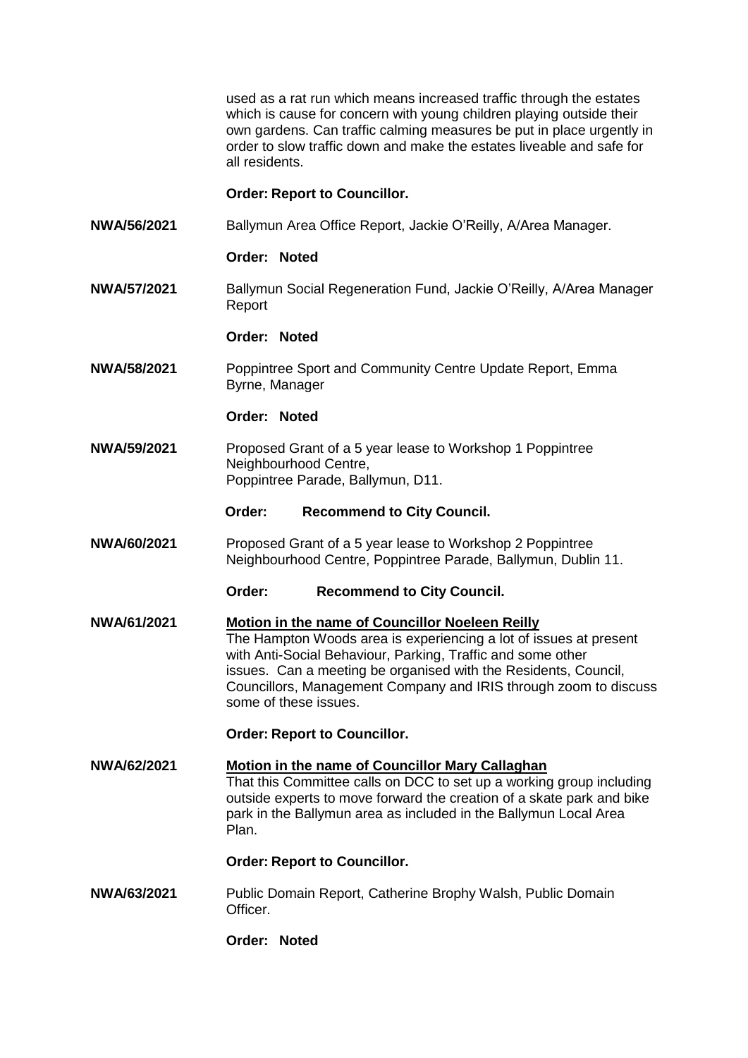used as a rat run which means increased traffic through the estates which is cause for concern with young children playing outside their own gardens. Can traffic calming measures be put in place urgently in order to slow traffic down and make the estates liveable and safe for all residents.

**Order: Report to Councillor.**

**NWA/56/2021** Ballymun Area Office Report, Jackie O'Reilly, A/Area Manager.

**Order: Noted**

**NWA/57/2021** Ballymun Social Regeneration Fund, Jackie O'Reilly, A/Area Manager Report

**Order: Noted**

**NWA/58/2021** Poppintree Sport and Community Centre Update Report, Emma Byrne, Manager

**Order: Noted**

**NWA/59/2021** Proposed Grant of a 5 year lease to Workshop 1 Poppintree Neighbourhood Centre,
Poppintree Parade, Ballymun, D11.

**Order: Recommend to City Council.**

**NWA/60/2021** Proposed Grant of a 5 year lease to Workshop 2 Poppintree Neighbourhood Centre, Poppintree Parade, Ballymun, Dublin 11.

**Order: Recommend to City Council.**

**NWA/61/2021** **Motion in the name of Councillor Noeleen Reilly**
The Hampton Woods area is experiencing a lot of issues at present with Anti-Social Behaviour, Parking, Traffic and some other issues. Can a meeting be organised with the Residents, Council, Councillors, Management Company and IRIS through zoom to discuss some of these issues.

**Order: Report to Councillor.**

**NWA/62/2021** **Motion in the name of Councillor Mary Callaghan**
That this Committee calls on DCC to set up a working group including outside experts to move forward the creation of a skate park and bike park in the Ballymun area as included in the Ballymun Local Area Plan.

**Order: Report to Councillor.**

**NWA/63/2021** Public Domain Report, Catherine Brophy Walsh, Public Domain Officer.

**Order: Noted**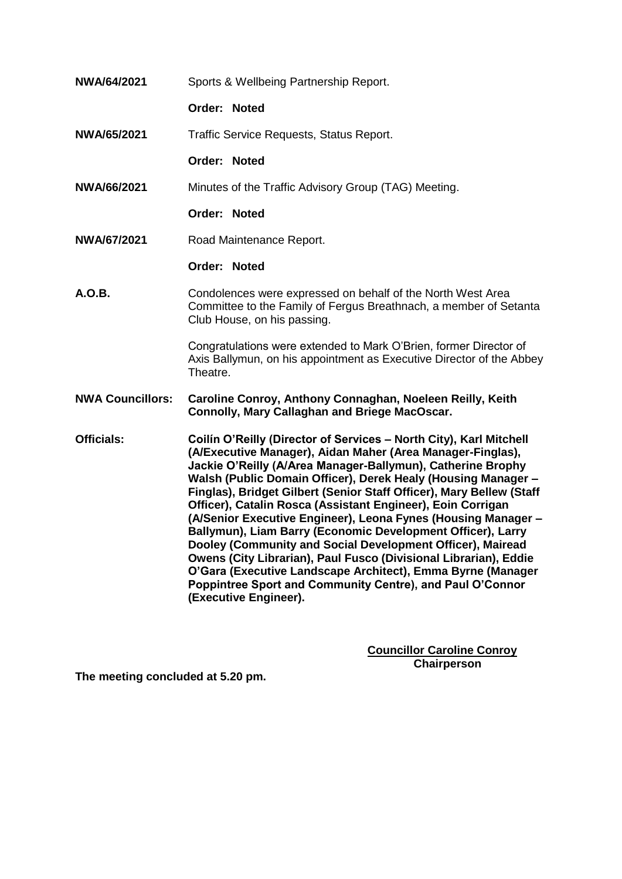**NWA/64/2021** Sports & Wellbeing Partnership Report.

**Order: Noted**

**NWA/65/2021** Traffic Service Requests, Status Report.

**Order: Noted**

**NWA/66/2021** Minutes of the Traffic Advisory Group (TAG) Meeting.

**Order: Noted**

**NWA/67/2021** Road Maintenance Report.

**Order: Noted**

**A.O.B.** Condolences were expressed on behalf of the North West Area Committee to the Family of Fergus Breathnach, a member of Setanta Club House, on his passing.

Congratulations were extended to Mark O'Brien, former Director of Axis Ballymun, on his appointment as Executive Director of the Abbey Theatre.

**NWA Councillors: Caroline Conroy, Anthony Connaghan, Noeleen Reilly, Keith Connolly, Mary Callaghan and Briege MacOscar.**

**Officials: Coilín O'Reilly (Director of Services – North City), Karl Mitchell (A/Executive Manager), Aidan Maher (Area Manager-Finglas), Jackie O'Reilly (A/Area Manager-Ballymun), Catherine Brophy Walsh (Public Domain Officer), Derek Healy (Housing Manager – Finglas), Bridget Gilbert (Senior Staff Officer), Mary Bellew (Staff Officer), Catalin Rosca (Assistant Engineer), Eoin Corrigan (A/Senior Executive Engineer), Leona Fynes (Housing Manager – Ballymun), Liam Barry (Economic Development Officer), Larry Dooley (Community and Social Development Officer), Mairead Owens (City Librarian), Paul Fusco (Divisional Librarian), Eddie O'Gara (Executive Landscape Architect), Emma Byrne (Manager Poppintree Sport and Community Centre), and Paul O'Connor (Executive Engineer).**

**Councillor Caroline Conroy**
**Chairperson**

**The meeting concluded at 5.20 pm.**